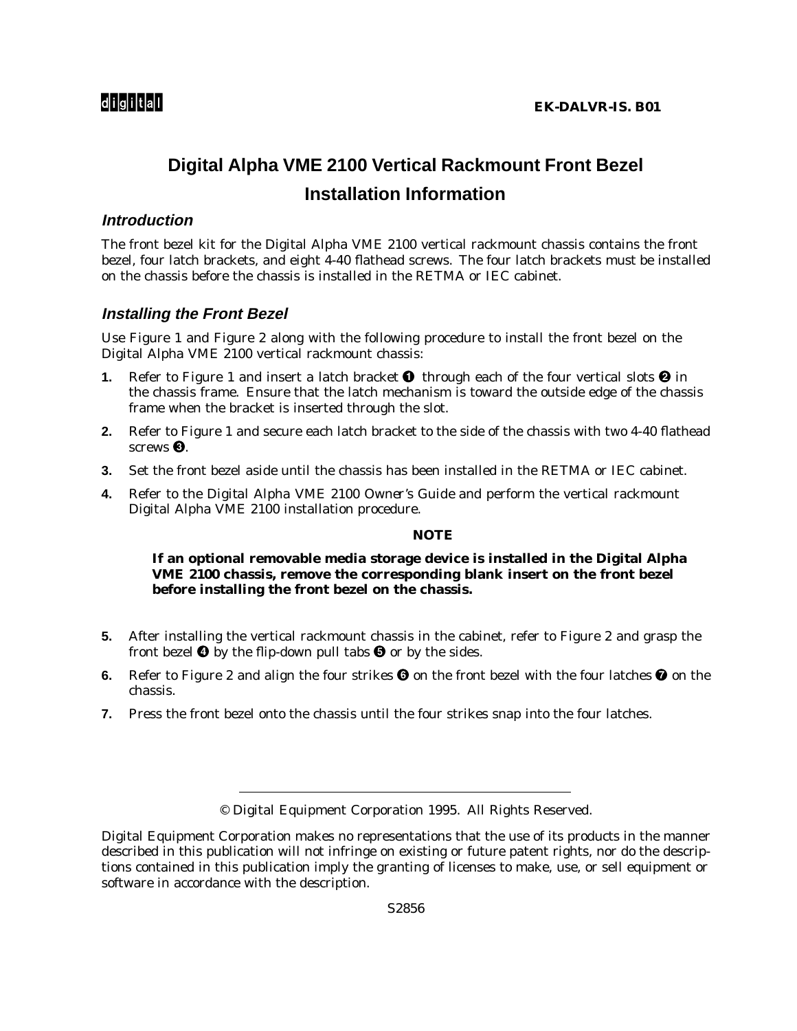**digital**

**EK-DALVR-IS. B01**

# Digital Alpha VME 2100 Vertical Rackmount Front Bezel Installation Information

## *Introduction*

The front bezel kit for the Digital Alpha VME 2100 vertical rackmount chassis contains the front bezel, four latch brackets, and eight 4-40 flathead screws. The four latch brackets must be installed on the chassis before the chassis is installed in the RETMA or IEC cabinet.

## *Installing the Front Bezel*

Use Figure 1 and Figure 2 along with the following procedure to install the front bezel on the Digital Alpha VME 2100 vertical rackmount chassis:

1. Refer to Figure 1 and insert a latch bracket ❶ through each of the four vertical slots ❷ in the chassis frame. Ensure that the latch mechanism is toward the outside edge of the chassis frame when the bracket is inserted through the slot.
2. Refer to Figure 1 and secure each latch bracket to the side of the chassis with two 4-40 flathead screws ❸.
3. Set the front bezel aside until the chassis has been installed in the RETMA or IEC cabinet.
4. Refer to the *Digital Alpha VME 2100 Owner's Guide* and perform the vertical rackmount Digital Alpha VME 2100 installation procedure.

**NOTE**

**If an optional removable media storage device is installed in the Digital Alpha VME 2100 chassis, remove the corresponding blank insert on the front bezel before installing the front bezel on the chassis.**

5. After installing the vertical rackmount chassis in the cabinet, refer to Figure 2 and grasp the front bezel ❹ by the flip-down pull tabs ❺ or by the sides.
6. Refer to Figure 2 and align the four strikes ❻ on the front bezel with the four latches ❼ on the chassis.
7. Press the front bezel onto the chassis until the four strikes snap into the four latches.

---

© Digital Equipment Corporation 1995. All Rights Reserved.

Digital Equipment Corporation makes no representations that the use of its products in the manner described in this publication will not infringe on existing or future patent rights, nor do the descriptions contained in this publication imply the granting of licenses to make, use, or sell equipment or software in accordance with the description.

S2856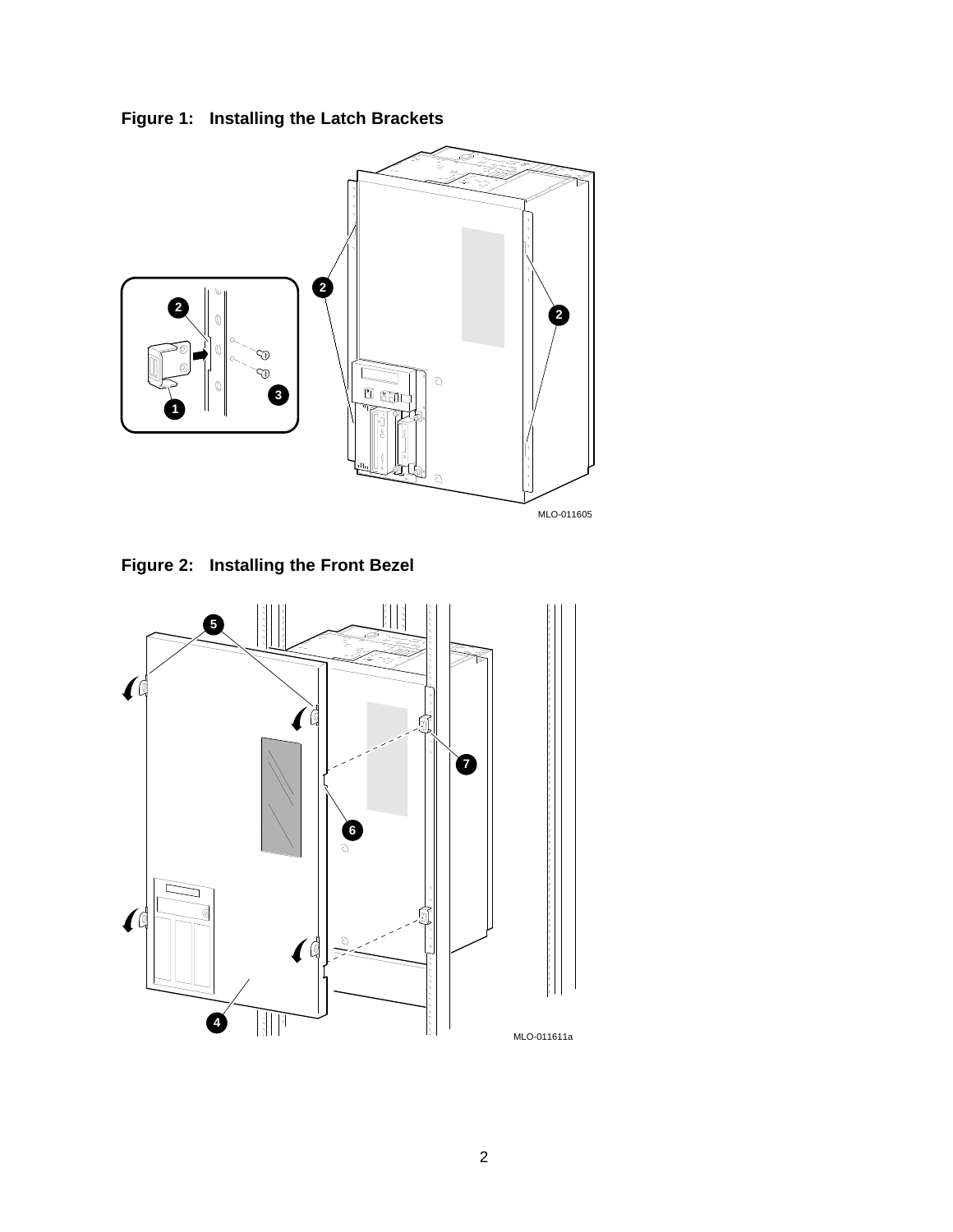**Figure 1: Installing the Latch Brackets**

2

2

2

3

1

MLO-011605

**Figure 2: Installing the Front Bezel**

5

7

6

4

MLO-011611a